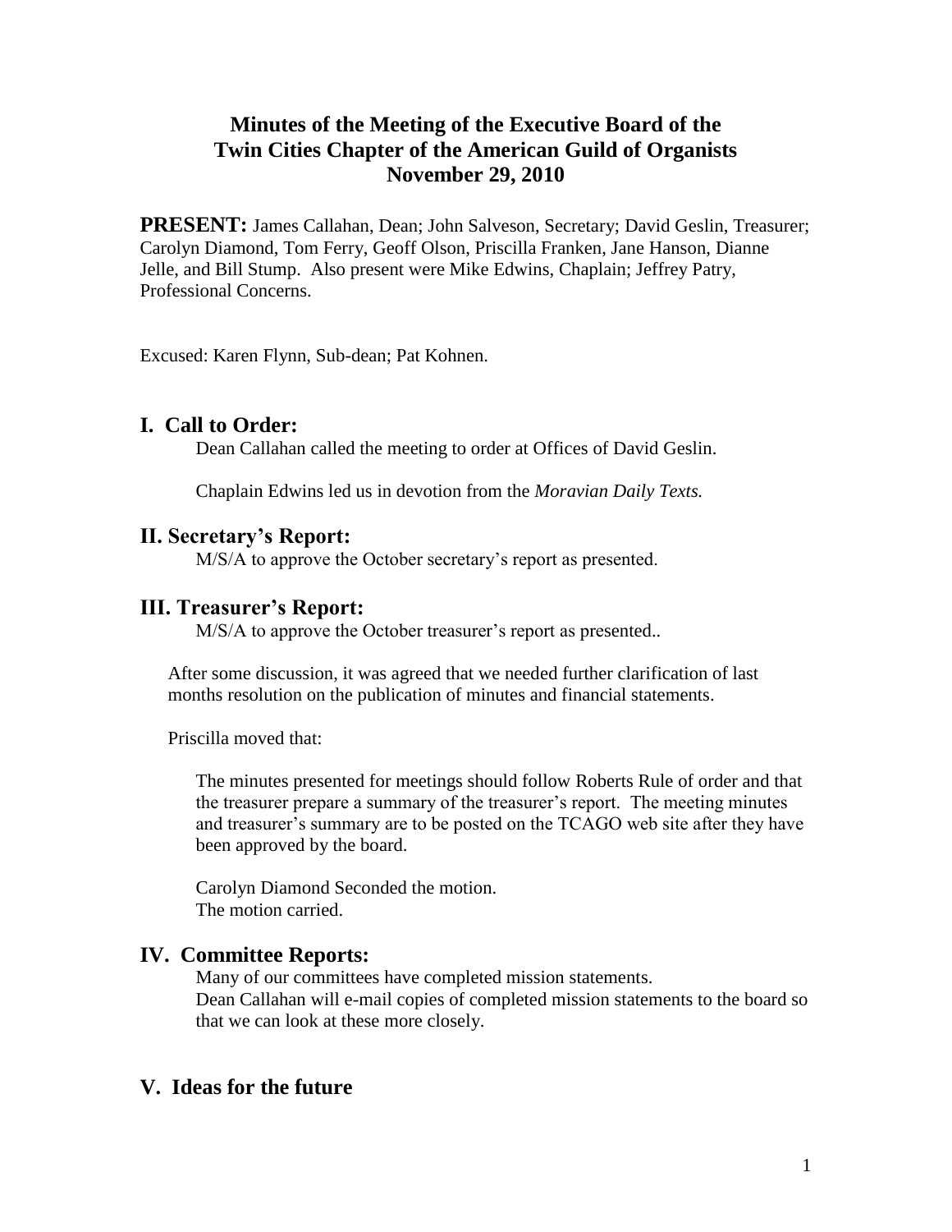# Minutes of the Meeting of the Executive Board of the Twin Cities Chapter of the American Guild of Organists November 29, 2010

**PRESENT:** James Callahan, Dean; John Salveson, Secretary; David Geslin, Treasurer; Carolyn Diamond, Tom Ferry, Geoff Olson, Priscilla Franken, Jane Hanson, Dianne Jelle, and Bill Stump. Also present were Mike Edwins, Chaplain; Jeffrey Patry, Professional Concerns.

Excused: Karen Flynn, Sub-dean; Pat Kohnen.

## I. Call to Order:

Dean Callahan called the meeting to order at Offices of David Geslin.

Chaplain Edwins led us in devotion from the *Moravian Daily Texts.*

## II. Secretary's Report:

M/S/A to approve the October secretary's report as presented.

## III. Treasurer's Report:

M/S/A to approve the October treasurer's report as presented..

After some discussion, it was agreed that we needed further clarification of last months resolution on the publication of minutes and financial statements.

Priscilla moved that:

> The minutes presented for meetings should follow Roberts Rule of order and that the treasurer prepare a summary of the treasurer's report. The meeting minutes and treasurer's summary are to be posted on the TCAGO web site after they have been approved by the board.
>
> Carolyn Diamond Seconded the motion.
> The motion carried.

## IV. Committee Reports:

Many of our committees have completed mission statements.
Dean Callahan will e-mail copies of completed mission statements to the board so that we can look at these more closely.

## V. Ideas for the future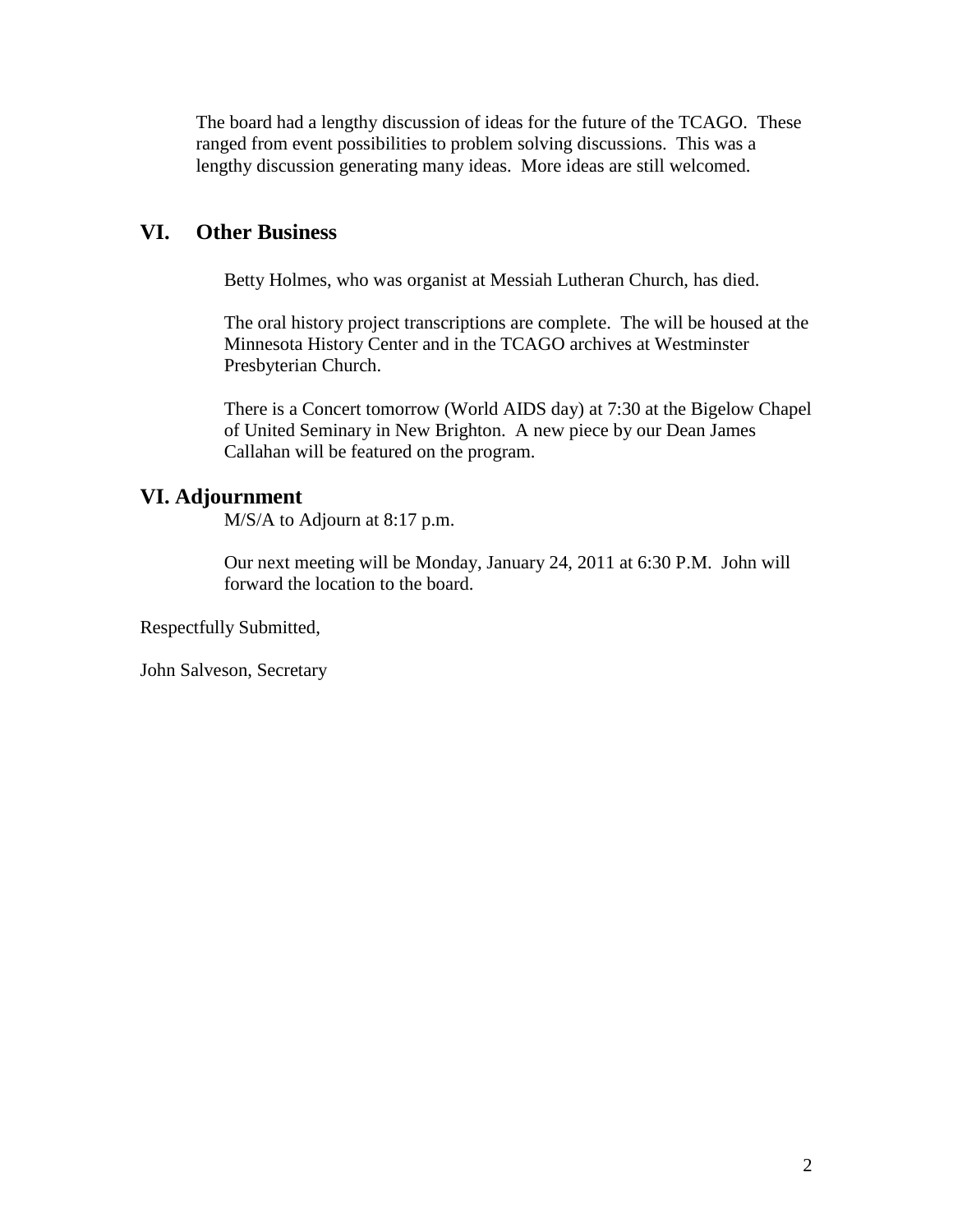The board had a lengthy discussion of ideas for the future of the TCAGO. These ranged from event possibilities to problem solving discussions. This was a lengthy discussion generating many ideas. More ideas are still welcomed.

## VI. Other Business

Betty Holmes, who was organist at Messiah Lutheran Church, has died.

The oral history project transcriptions are complete. The will be housed at the Minnesota History Center and in the TCAGO archives at Westminster Presbyterian Church.

There is a Concert tomorrow (World AIDS day) at 7:30 at the Bigelow Chapel of United Seminary in New Brighton. A new piece by our Dean James Callahan will be featured on the program.

## VI. Adjournment

M/S/A to Adjourn at 8:17 p.m.

Our next meeting will be Monday, January 24, 2011 at 6:30 P.M. John will forward the location to the board.

Respectfully Submitted,

John Salveson, Secretary